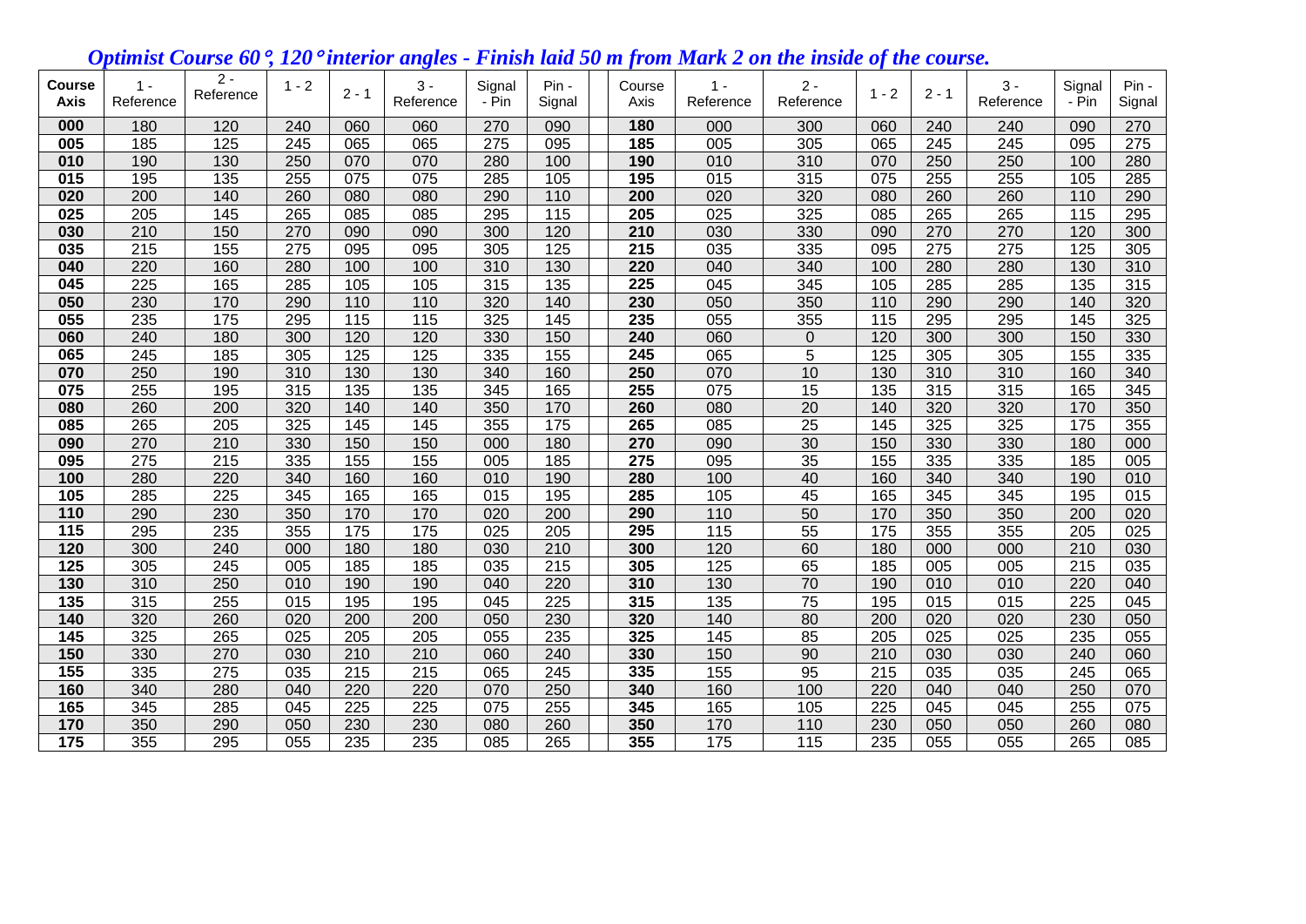# *Optimist Course 60°, 120° interior angles - Finish laid 50 m from Mark 2 on the inside of the course.*

| Course Axis | 1 - Reference | 2 - Reference | 1 - 2 | 2 - 1 | 3 - Reference | Signal - Pin | Pin - Signal | | Course Axis | 1 - Reference | 2 - Reference | 1 - 2 | 2 - 1 | 3 - Reference | Signal - Pin | Pin - Signal |
|---|---|---|---|---|---|---|---|---|---|---|---|---|---|---|---|---|
| **000** | 180 | 120 | 240 | 060 | 060 | 270 | 090 | | **180** | 000 | 300 | 060 | 240 | 240 | 090 | 270 |
| **005** | 185 | 125 | 245 | 065 | 065 | 275 | 095 | | **185** | 005 | 305 | 065 | 245 | 245 | 095 | 275 |
| **010** | 190 | 130 | 250 | 070 | 070 | 280 | 100 | | **190** | 010 | 310 | 070 | 250 | 250 | 100 | 280 |
| **015** | 195 | 135 | 255 | 075 | 075 | 285 | 105 | | **195** | 015 | 315 | 075 | 255 | 255 | 105 | 285 |
| **020** | 200 | 140 | 260 | 080 | 080 | 290 | 110 | | **200** | 020 | 320 | 080 | 260 | 260 | 110 | 290 |
| **025** | 205 | 145 | 265 | 085 | 085 | 295 | 115 | | **205** | 025 | 325 | 085 | 265 | 265 | 115 | 295 |
| **030** | 210 | 150 | 270 | 090 | 090 | 300 | 120 | | **210** | 030 | 330 | 090 | 270 | 270 | 120 | 300 |
| **035** | 215 | 155 | 275 | 095 | 095 | 305 | 125 | | **215** | 035 | 335 | 095 | 275 | 275 | 125 | 305 |
| **040** | 220 | 160 | 280 | 100 | 100 | 310 | 130 | | **220** | 040 | 340 | 100 | 280 | 280 | 130 | 310 |
| **045** | 225 | 165 | 285 | 105 | 105 | 315 | 135 | | **225** | 045 | 345 | 105 | 285 | 285 | 135 | 315 |
| **050** | 230 | 170 | 290 | 110 | 110 | 320 | 140 | | **230** | 050 | 350 | 110 | 290 | 290 | 140 | 320 |
| **055** | 235 | 175 | 295 | 115 | 115 | 325 | 145 | | **235** | 055 | 355 | 115 | 295 | 295 | 145 | 325 |
| **060** | 240 | 180 | 300 | 120 | 120 | 330 | 150 | | **240** | 060 | 0 | 120 | 300 | 300 | 150 | 330 |
| **065** | 245 | 185 | 305 | 125 | 125 | 335 | 155 | | **245** | 065 | 5 | 125 | 305 | 305 | 155 | 335 |
| **070** | 250 | 190 | 310 | 130 | 130 | 340 | 160 | | **250** | 070 | 10 | 130 | 310 | 310 | 160 | 340 |
| **075** | 255 | 195 | 315 | 135 | 135 | 345 | 165 | | **255** | 075 | 15 | 135 | 315 | 315 | 165 | 345 |
| **080** | 260 | 200 | 320 | 140 | 140 | 350 | 170 | | **260** | 080 | 20 | 140 | 320 | 320 | 170 | 350 |
| **085** | 265 | 205 | 325 | 145 | 145 | 355 | 175 | | **265** | 085 | 25 | 145 | 325 | 325 | 175 | 355 |
| **090** | 270 | 210 | 330 | 150 | 150 | 000 | 180 | | **270** | 090 | 30 | 150 | 330 | 330 | 180 | 000 |
| **095** | 275 | 215 | 335 | 155 | 155 | 005 | 185 | | **275** | 095 | 35 | 155 | 335 | 335 | 185 | 005 |
| **100** | 280 | 220 | 340 | 160 | 160 | 010 | 190 | | **280** | 100 | 40 | 160 | 340 | 340 | 190 | 010 |
| **105** | 285 | 225 | 345 | 165 | 165 | 015 | 195 | | **285** | 105 | 45 | 165 | 345 | 345 | 195 | 015 |
| **110** | 290 | 230 | 350 | 170 | 170 | 020 | 200 | | **290** | 110 | 50 | 170 | 350 | 350 | 200 | 020 |
| **115** | 295 | 235 | 355 | 175 | 175 | 025 | 205 | | **295** | 115 | 55 | 175 | 355 | 355 | 205 | 025 |
| **120** | 300 | 240 | 000 | 180 | 180 | 030 | 210 | | **300** | 120 | 60 | 180 | 000 | 000 | 210 | 030 |
| **125** | 305 | 245 | 005 | 185 | 185 | 035 | 215 | | **305** | 125 | 65 | 185 | 005 | 005 | 215 | 035 |
| **130** | 310 | 250 | 010 | 190 | 190 | 040 | 220 | | **310** | 130 | 70 | 190 | 010 | 010 | 220 | 040 |
| **135** | 315 | 255 | 015 | 195 | 195 | 045 | 225 | | **315** | 135 | 75 | 195 | 015 | 015 | 225 | 045 |
| **140** | 320 | 260 | 020 | 200 | 200 | 050 | 230 | | **320** | 140 | 80 | 200 | 020 | 020 | 230 | 050 |
| **145** | 325 | 265 | 025 | 205 | 205 | 055 | 235 | | **325** | 145 | 85 | 205 | 025 | 025 | 235 | 055 |
| **150** | 330 | 270 | 030 | 210 | 210 | 060 | 240 | | **330** | 150 | 90 | 210 | 030 | 030 | 240 | 060 |
| **155** | 335 | 275 | 035 | 215 | 215 | 065 | 245 | | **335** | 155 | 95 | 215 | 035 | 035 | 245 | 065 |
| **160** | 340 | 280 | 040 | 220 | 220 | 070 | 250 | | **340** | 160 | 100 | 220 | 040 | 040 | 250 | 070 |
| **165** | 345 | 285 | 045 | 225 | 225 | 075 | 255 | | **345** | 165 | 105 | 225 | 045 | 045 | 255 | 075 |
| **170** | 350 | 290 | 050 | 230 | 230 | 080 | 260 | | **350** | 170 | 110 | 230 | 050 | 050 | 260 | 080 |
| **175** | 355 | 295 | 055 | 235 | 235 | 085 | 265 | | **355** | 175 | 115 | 235 | 055 | 055 | 265 | 085 |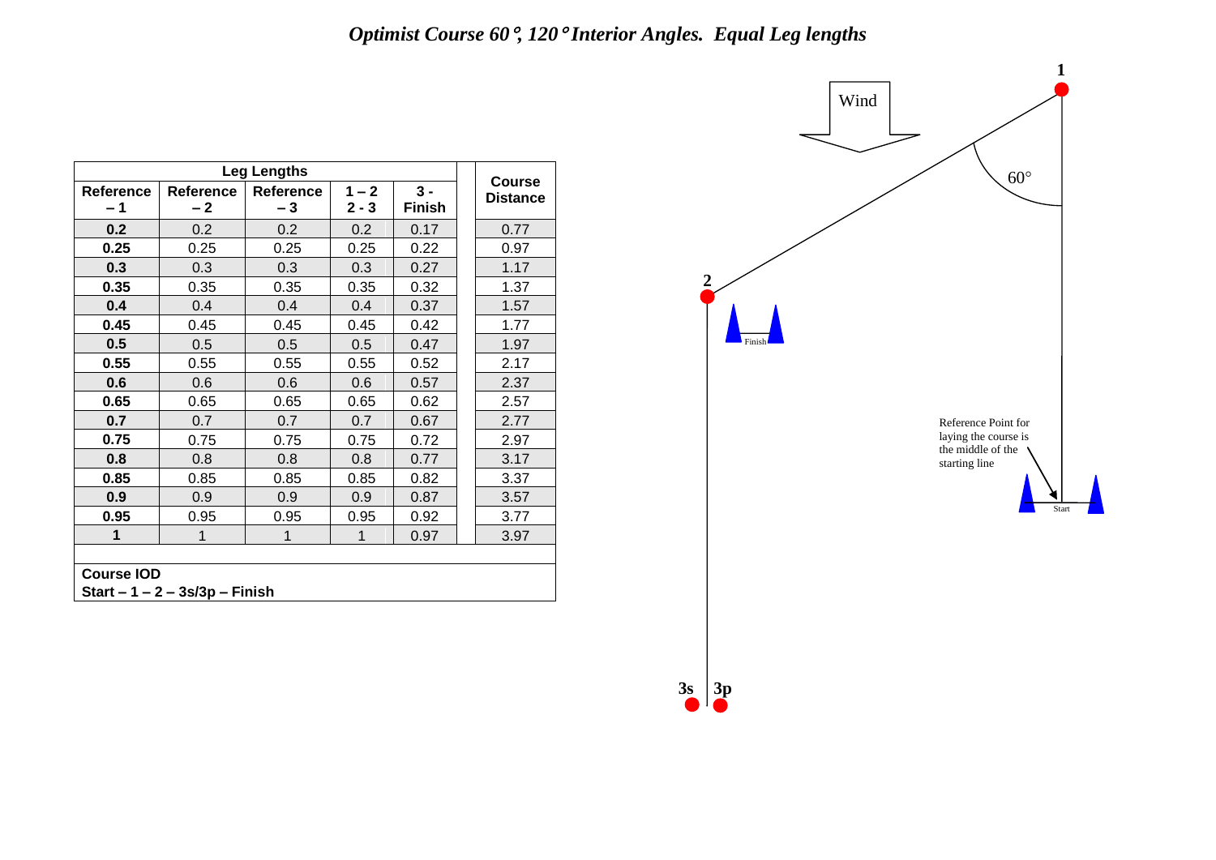# *Optimist Course 60°, 120° Interior Angles. Equal Leg lengths*

| Leg Lengths | | | | | Course Distance |
|---|---|---|---|---|---|
| **Reference – 1** | **Reference – 2** | **Reference – 3** | **1 – 2 2 - 3** | **3 - Finish** | |
| **0.2** | 0.2 | 0.2 | 0.2 | 0.17 | 0.77 |
| **0.25** | 0.25 | 0.25 | 0.25 | 0.22 | 0.97 |
| **0.3** | 0.3 | 0.3 | 0.3 | 0.27 | 1.17 |
| **0.35** | 0.35 | 0.35 | 0.35 | 0.32 | 1.37 |
| **0.4** | 0.4 | 0.4 | 0.4 | 0.37 | 1.57 |
| **0.45** | 0.45 | 0.45 | 0.45 | 0.42 | 1.77 |
| **0.5** | 0.5 | 0.5 | 0.5 | 0.47 | 1.97 |
| **0.55** | 0.55 | 0.55 | 0.55 | 0.52 | 2.17 |
| **0.6** | 0.6 | 0.6 | 0.6 | 0.57 | 2.37 |
| **0.65** | 0.65 | 0.65 | 0.65 | 0.62 | 2.57 |
| **0.7** | 0.7 | 0.7 | 0.7 | 0.67 | 2.77 |
| **0.75** | 0.75 | 0.75 | 0.75 | 0.72 | 2.97 |
| **0.8** | 0.8 | 0.8 | 0.8 | 0.77 | 3.17 |
| **0.85** | 0.85 | 0.85 | 0.85 | 0.82 | 3.37 |
| **0.9** | 0.9 | 0.9 | 0.9 | 0.87 | 3.57 |
| **0.95** | 0.95 | 0.95 | 0.95 | 0.92 | 3.77 |
| **1** | 1 | 1 | 1 | 0.97 | 3.97 |

**Course IOD**
**Start – 1 – 2 – 3s/3p – Finish**

Wind

1

60°

2

Finish

Reference Point for laying the course is the middle of the starting line

Start

3s 3p